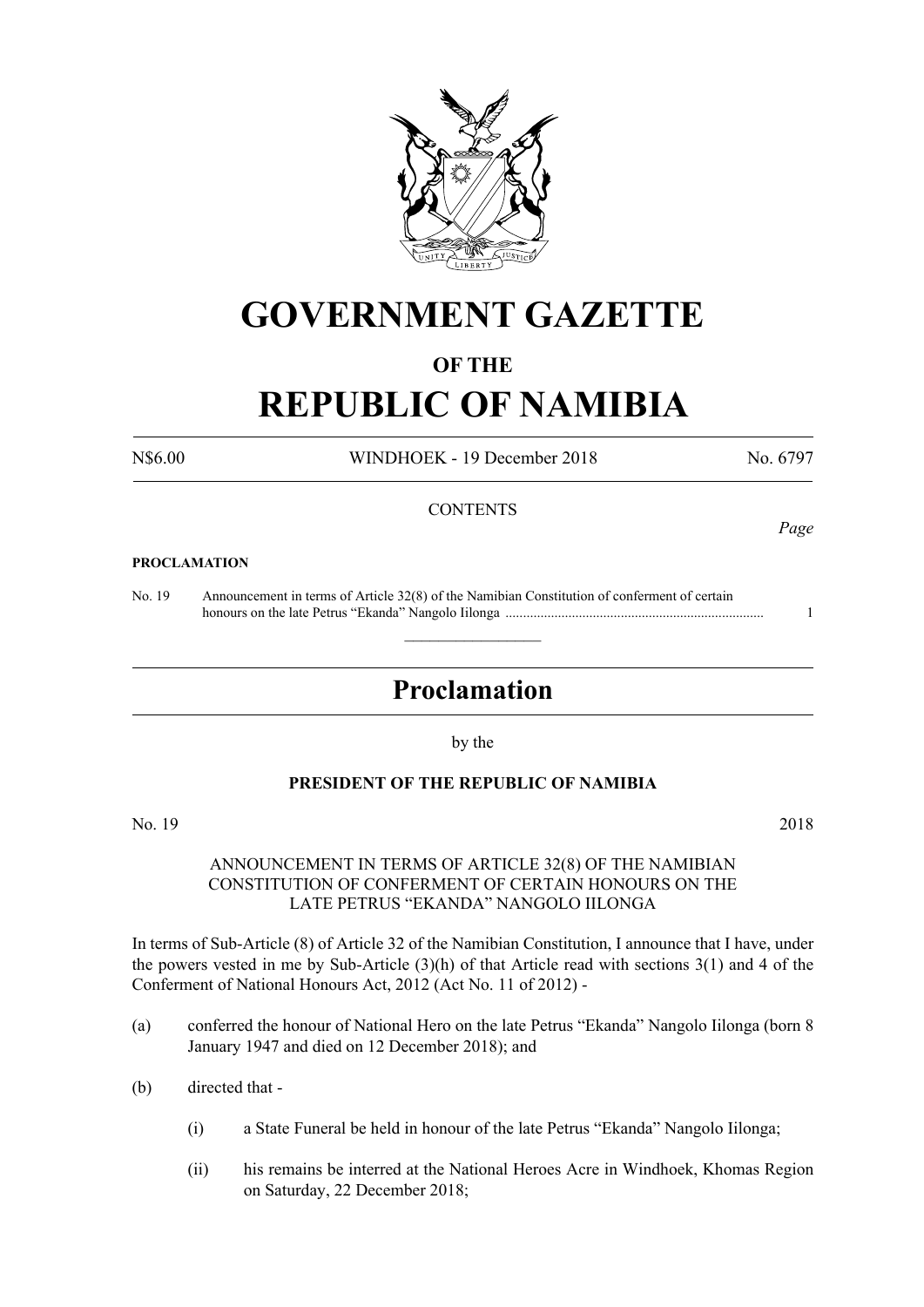# GOVERNMENT GAZETTE

## OF THE

# REPUBLIC OF NAMIBIA

N$6.00 WINDHOEK - 19 December 2018 No. 6797

CONTENTS

*Page*

**PROCLAMATION**

No. 19 Announcement in terms of Article 32(8) of the Namibian Constitution of conferment of certain honours on the late Petrus “Ekanda” Nangolo Iilonga ......................................................................... 1

---

## Proclamation

by the

**PRESIDENT OF THE REPUBLIC OF NAMIBIA**

No. 19 2018

ANNOUNCEMENT IN TERMS OF ARTICLE 32(8) OF THE NAMIBIAN CONSTITUTION OF CONFERMENT OF CERTAIN HONOURS ON THE LATE PETRUS “EKANDA” NANGOLO IILONGA

In terms of Sub-Article (8) of Article 32 of the Namibian Constitution, I announce that I have, under the powers vested in me by Sub-Article (3)(h) of that Article read with sections 3(1) and 4 of the Conferment of National Honours Act, 2012 (Act No. 11 of 2012) -

(a) conferred the honour of National Hero on the late Petrus “Ekanda” Nangolo Iilonga (born 8 January 1947 and died on 12 December 2018); and

(b) directed that -

(i) a State Funeral be held in honour of the late Petrus “Ekanda” Nangolo Iilonga;

(ii) his remains be interred at the National Heroes Acre in Windhoek, Khomas Region on Saturday, 22 December 2018;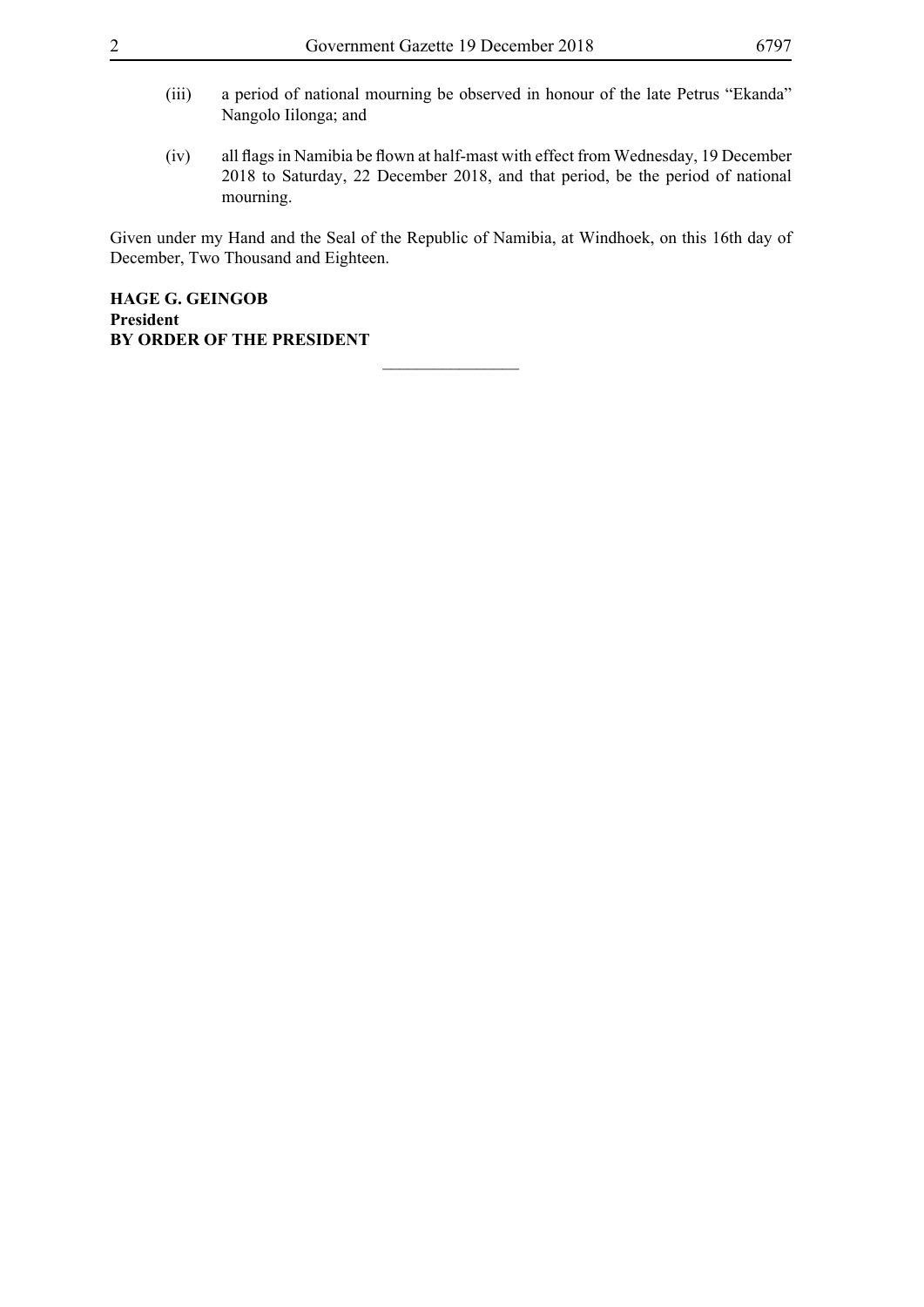(iii) a period of national mourning be observed in honour of the late Petrus "Ekanda" Nangolo Iilonga; and

(iv) all flags in Namibia be flown at half-mast with effect from Wednesday, 19 December 2018 to Saturday, 22 December 2018, and that period, be the period of national mourning.

Given under my Hand and the Seal of the Republic of Namibia, at Windhoek, on this 16th day of December, Two Thousand and Eighteen.

**HAGE G. GEINGOB**
**President**
**BY ORDER OF THE PRESIDENT**

________________